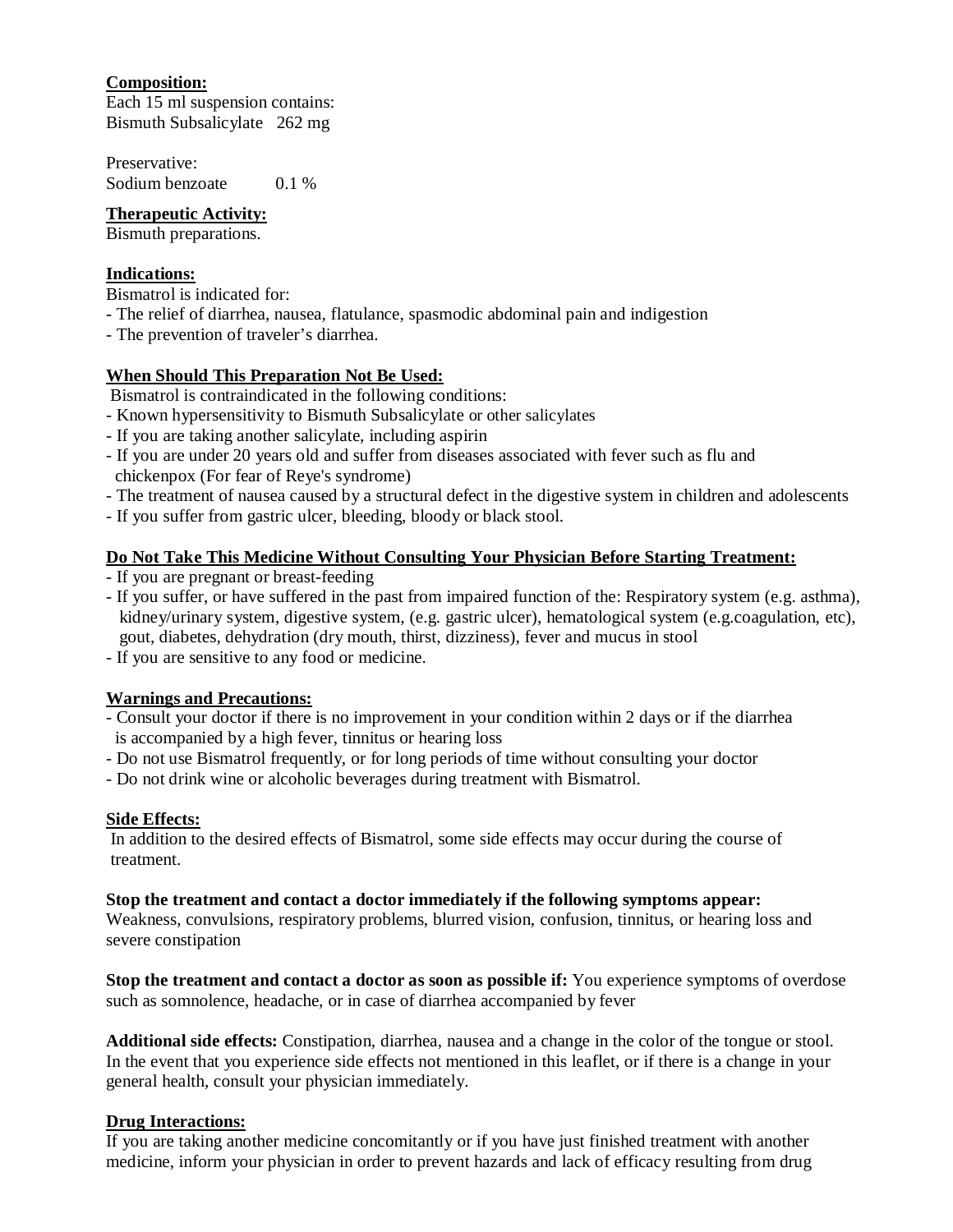**Composition:**

Each 15 ml suspension contains:
Bismuth Subsalicylate 262 mg

Preservative:
Sodium benzoate 0.1 %

**Therapeutic Activity:**

Bismuth preparations.

**Indications:**

Bismatrol is indicated for:

- The relief of diarrhea, nausea, flatulance, spasmodic abdominal pain and indigestion
- The prevention of traveler's diarrhea.

**When Should This Preparation Not Be Used:**

Bismatrol is contraindicated in the following conditions:

- Known hypersensitivity to Bismuth Subsalicylate or other salicylates
- If you are taking another salicylate, including aspirin
- If you are under 20 years old and suffer from diseases associated with fever such as flu and chickenpox (For fear of Reye's syndrome)
- The treatment of nausea caused by a structural defect in the digestive system in children and adolescents
- If you suffer from gastric ulcer, bleeding, bloody or black stool.

**Do Not Take This Medicine Without Consulting Your Physician Before Starting Treatment:**

- If you are pregnant or breast-feeding
- If you suffer, or have suffered in the past from impaired function of the: Respiratory system (e.g. asthma), kidney/urinary system, digestive system, (e.g. gastric ulcer), hematological system (e.g.coagulation, etc), gout, diabetes, dehydration (dry mouth, thirst, dizziness), fever and mucus in stool
- If you are sensitive to any food or medicine.

**Warnings and Precautions:**

- Consult your doctor if there is no improvement in your condition within 2 days or if the diarrhea is accompanied by a high fever, tinnitus or hearing loss
- Do not use Bismatrol frequently, or for long periods of time without consulting your doctor
- Do not drink wine or alcoholic beverages during treatment with Bismatrol.

**Side Effects:**

In addition to the desired effects of Bismatrol, some side effects may occur during the course of treatment.

**Stop the treatment and contact a doctor immediately if the following symptoms appear:**
Weakness, convulsions, respiratory problems, blurred vision, confusion, tinnitus, or hearing loss and severe constipation

**Stop the treatment and contact a doctor as soon as possible if:** You experience symptoms of overdose such as somnolence, headache, or in case of diarrhea accompanied by fever

**Additional side effects:** Constipation, diarrhea, nausea and a change in the color of the tongue or stool. In the event that you experience side effects not mentioned in this leaflet, or if there is a change in your general health, consult your physician immediately.

**Drug Interactions:**

If you are taking another medicine concomitantly or if you have just finished treatment with another medicine, inform your physician in order to prevent hazards and lack of efficacy resulting from drug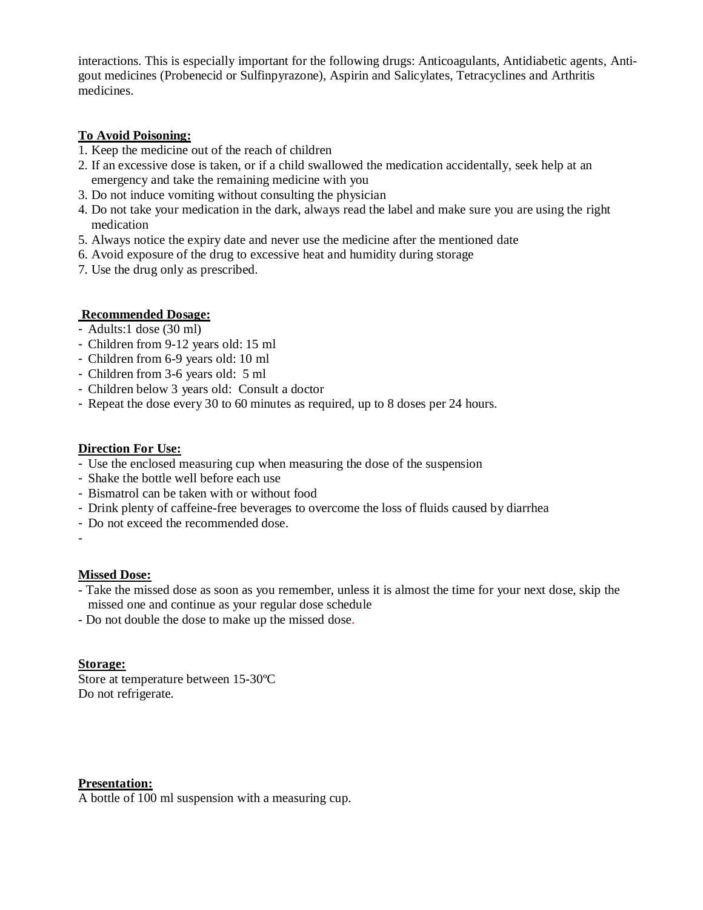interactions. This is especially important for the following drugs: Anticoagulants, Antidiabetic agents, Anti-gout medicines (Probenecid or Sulfinpyrazone), Aspirin and Salicylates, Tetracyclines and Arthritis medicines.

**To Avoid Poisoning:**

1. Keep the medicine out of the reach of children
2. If an excessive dose is taken, or if a child swallowed the medication accidentally, seek help at an emergency and take the remaining medicine with you
3. Do not induce vomiting without consulting the physician
4. Do not take your medication in the dark, always read the label and make sure you are using the right medication
5. Always notice the expiry date and never use the medicine after the mentioned date
6. Avoid exposure of the drug to excessive heat and humidity during storage
7. Use the drug only as prescribed.

**Recommended Dosage:**

- Adults:1 dose (30 ml)
- Children from 9-12 years old: 15 ml
- Children from 6-9 years old: 10 ml
- Children from 3-6 years old: 5 ml
- Children below 3 years old: Consult a doctor
- Repeat the dose every 30 to 60 minutes as required, up to 8 doses per 24 hours.

**Direction For Use:**

- Use the enclosed measuring cup when measuring the dose of the suspension
- Shake the bottle well before each use
- Bismatrol can be taken with or without food
- Drink plenty of caffeine-free beverages to overcome the loss of fluids caused by diarrhea
- Do not exceed the recommended dose.
-

**Missed Dose:**

- Take the missed dose as soon as you remember, unless it is almost the time for your next dose, skip the missed one and continue as your regular dose schedule
- Do not double the dose to make up the missed dose.

**Storage:**

Store at temperature between 15-30ºC
Do not refrigerate.

**Presentation:**

A bottle of 100 ml suspension with a measuring cup.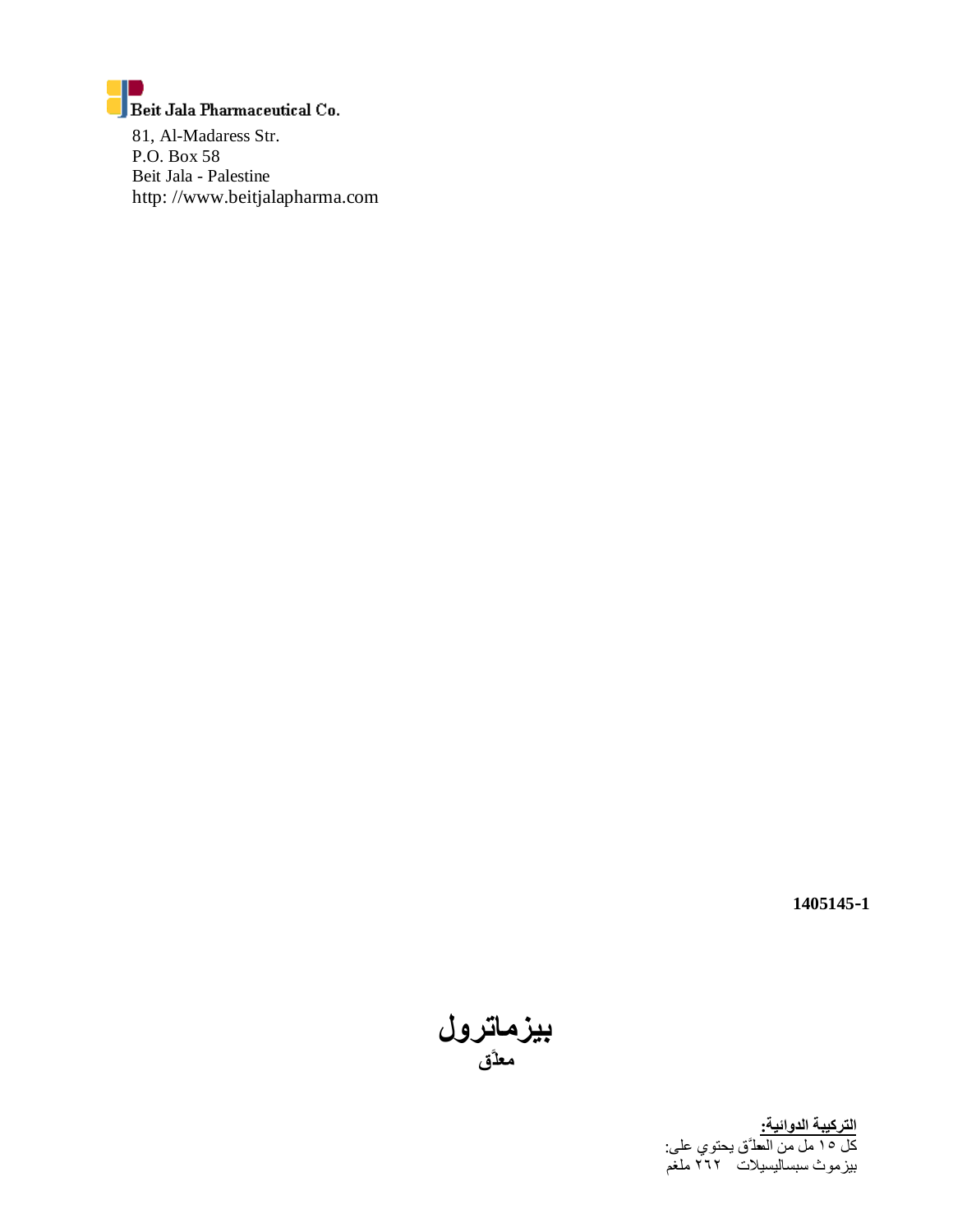Beit Jala Pharmaceutical Co.

81, Al-Madaress Str.
P.O. Box 58
Beit Jala - Palestine
http: //www.beitjalapharma.com

**1405145-1**

# بيزماترول
**معلَّق**

**التركيبة الدوائية:**
كل ١٥ مل من المعلَّق يحتوي على:
بيزموث سبساليسيلات ٢٦٢ ملغم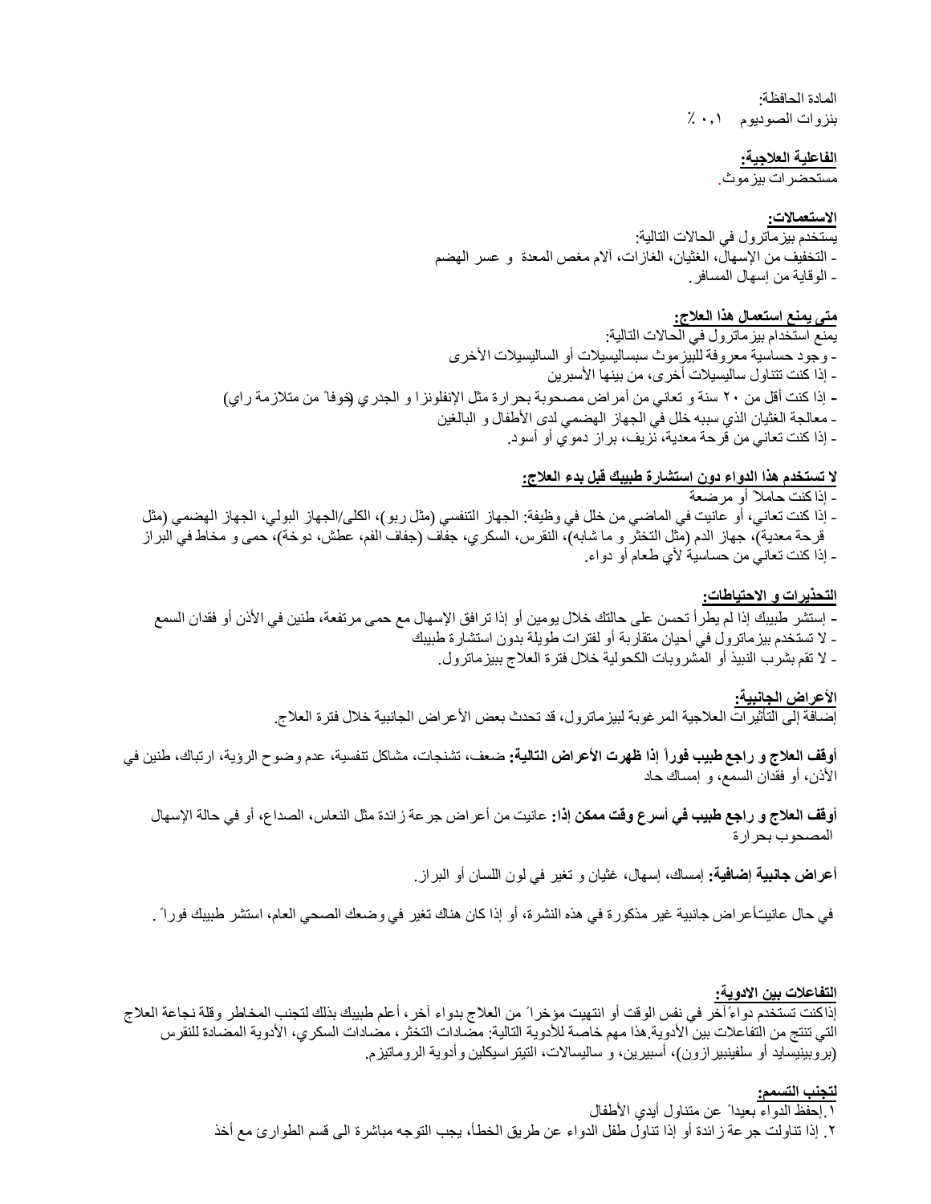المادة الحافظة:
بنزوات الصوديوم ٠,١ ٪

**الفاعلية العلاجية:**
مستحضرات بيزموث.

**الاستعمالات:**
يستخدم بيزماترول في الحالات التالية:
- التخفيف من الإسهال، الغثيان، الغازات، آلام مغص المعدة و عسر الهضم
- الوقاية من إسهال المسافر.

**متى يمنع استعمال هذا العلاج:**
يمنع استخدام بيزماترول في الحالات التالية:
- وجود حساسية معروفة للبيزموث سبساليسيلات أو الساليسيلات الأخرى
- إذا كنت تتناول ساليسيلات أخرى، من بينها الأسبرين
- إذا كنت أقل من ٢٠ سنة و تعاني من أمراض مصحوبة بحرارة مثل الإنفلونزا و الجدري (خوفاً من متلازمة راي)
- معالجة الغثيان الذي سببه خلل في الجهاز الهضمي لدى الأطفال و البالغين
- إذا كنت تعاني من قرحة معدية، نزيف، براز دموي أو أسود.

**لا تستخدم هذا الدواء دون استشارة طبيبك قبل بدء العلاج:**
- إذا كنت حاملاً أو مرضعة
- إذا كنت تعاني، أو عانيت في الماضي من خلل في وظيفة: الجهاز التنفسي (مثل ربو)، الكلى/الجهاز البولي، الجهاز الهضمي (مثل قرحة معدية)، جهاز الدم (مثل التخثر و ما شابهه)، النقرس، السكري، جفاف (جفاف الفم، عطش، دوخة)، حمى و مخاط في البراز
- إذا كنت تعاني من حساسية لأي طعام أو دواء.

**التحذيرات و الاحتياطات:**
- إستشر طبيبك إذا لم يطرأ تحسن على حالتك خلال يومين أو إذا ترافق الإسهال مع حمى مرتفعة، طنين في الأذن أو فقدان السمع
- لا تستخدم بيزماترول في أحيان متقاربة أو لفترات طويلة بدون استشارة طبيبك
- لا تقم بشرب النبيذ أو المشروبات الكحولية خلال فترة العلاج ببيزماترول.

**الأعراض الجانبية:**
إضافة إلى التأثيرات العلاجية المرغوبة لبيزماترول، قد تحدث بعض الأعراض الجانبية خلال فترة العلاج.

**أوقف العلاج و راجع طبيب فوراً إذا ظهرت الأعراض التالية:** ضعف، تشنجات، مشاكل تنفسية، عدم وضوح الرؤية، ارتباك، طنين في الأذن، أو فقدان السمع، و إمساك حاد

**أوقف العلاج و راجع طبيب في أسرع وقت ممكن إذا:** عانيت من أعراض جرعة زائدة مثل النعاس، الصداع، أو في حالة الإسهال المصحوب بحرارة

**أعراض جانبية إضافية:** إمساك، إسهال، غثيان و تغير في لون اللسان أو البراز.

في حال عانيتأعراض جانبية غير مذكورة في هذه النشرة، أو إذا كان هناك تغير في وضعك الصحي العام، استشر طبيبك فوراً.

**التفاعلات بين الادوية:**
إذاكنت تستخدم دواءً آخر في نفس الوقت أو انتهيت مؤخراً من العلاج بدواء آخر، أعلم طبيبك بذلك لتجنب المخاطر وقلة نجاعة العلاج التي تنتج من التفاعلات بين الأدوية.هذا مهم خاصة للأدوية التالية: مضادات التخثر، مضادات السكري، الأدوية المضادة للنقرس (بروبينيسايد أو سلفينبيرازون)، أسبيرين، و ساليسالات، التيتراسيكلين وأدوية الروماتيزم.

**لتجنب التسمم:**
١. إحفظ الدواء بعيداً عن متناول أيدي الأطفال
٢. إذا تناولت جرعة زائدة أو إذا تناول طفل الدواء عن طريق الخطأ، يجب التوجه مباشرة الى قسم الطوارئ مع أخذ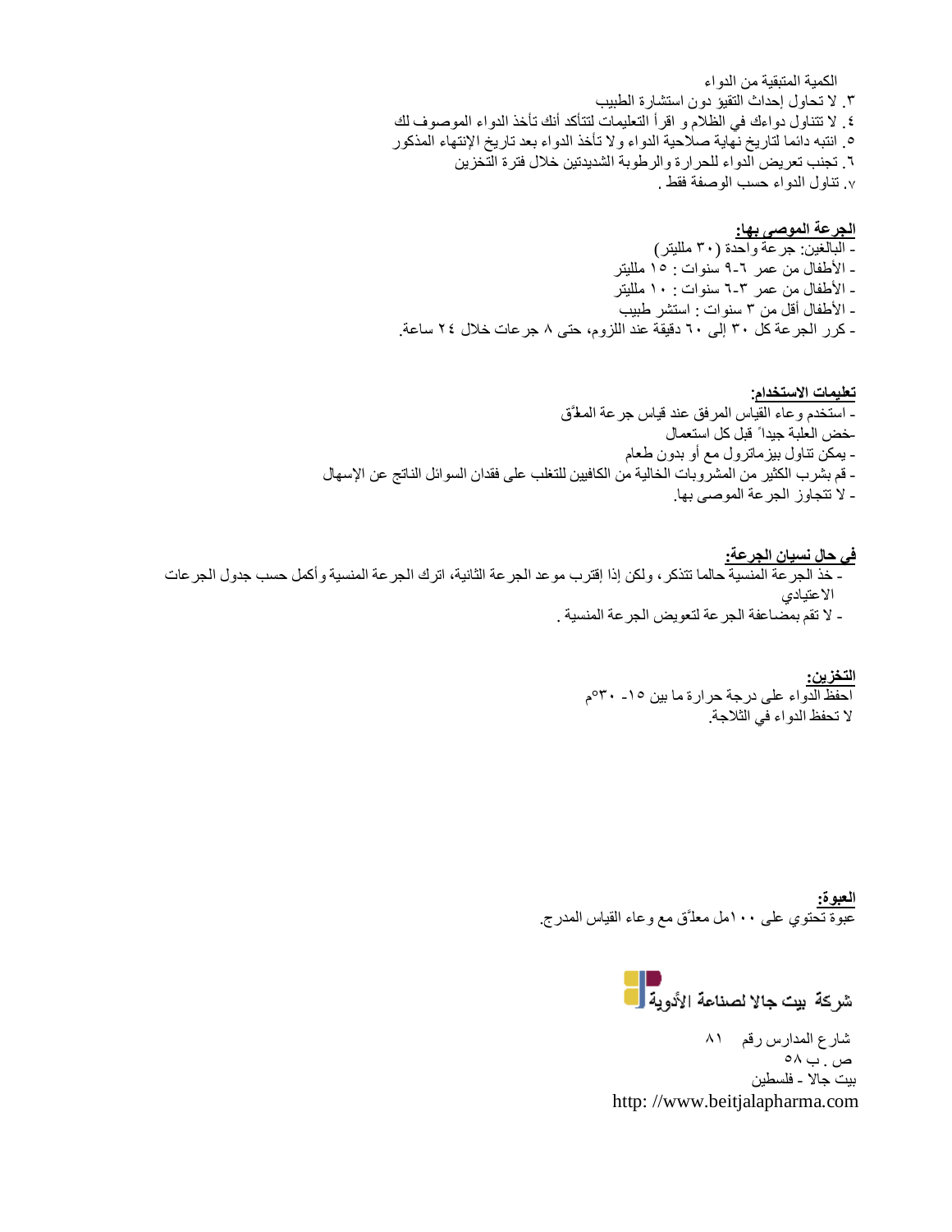الكمية المتبقية من الدواء

٣. لا تحاول إحداث التقيؤ دون استشارة الطبيب

٤. لا تتناول دواءك في الظلام و اقرأ التعليمات لتتأكد أنك تأخذ الدواء الموصوف لك

٥. انتبه دائما لتاريخ نهاية صلاحية الدواء و لا تأخذ الدواء بعد تاريخ الإنتهاء المذكور

٦. تجنب تعريض الدواء للحرارة والرطوبة الشديدتين خلال فترة التخزين

٧. تناول الدواء حسب الوصفة فقط .

**الجرعة الموصى بها:**

- البالغين: جرعة واحدة (٣٠ ملليتر)
- الأطفال من عمر ٦-٩ سنوات : ١٥ ملليتر
- الأطفال من عمر ٣-٦ سنوات : ١٠ ملليتر
- الأطفال أقل من ٣ سنوات : استشر طبيب
- كرر الجرعة كل ٣٠ إلى ٦٠ دقيقة عند اللزوم، حتى ٨ جرعات خلال ٢٤ ساعة.

**تعليمات الاستخدام:**

- استخدم وعاء القياس المرفق عند قياس جرعة المعلّق
- خض العلبة جيداً قبل كل استعمال
- يمكن تناول بيزماترول مع أو بدون طعام
- قم بشرب الكثير من المشروبات الخالية من الكافيين للتغلب على فقدان السوائل الناتج عن الإسهال
- لا تتجاوز الجرعة الموصى بها.

**في حال نسيان الجرعة:**

- خذ الجرعة المنسية حالما تتذكر، ولكن إذا إقترب موعد الجرعة الثانية، اترك الجرعة المنسية وأكمل حسب جدول الجرعات الاعتيادي
- لا تقم بمضاعفة الجرعة لتعويض الجرعة المنسية .

**التخزين:**

احفظ الدواء على درجة حرارة ما بين ١٥- ٣٠°م

لا تحفظ الدواء في الثلاجة.

**العبوة:**

عبوة تحتوي على ١٠٠مل معلّق مع وعاء القياس المدرج.

شركة بيت جالا لصناعة الأدوية

شارع المدارس رقم ٨١

ص . ب ٥٨

بيت جالا - فلسطين

http: //www.beitjalapharma.com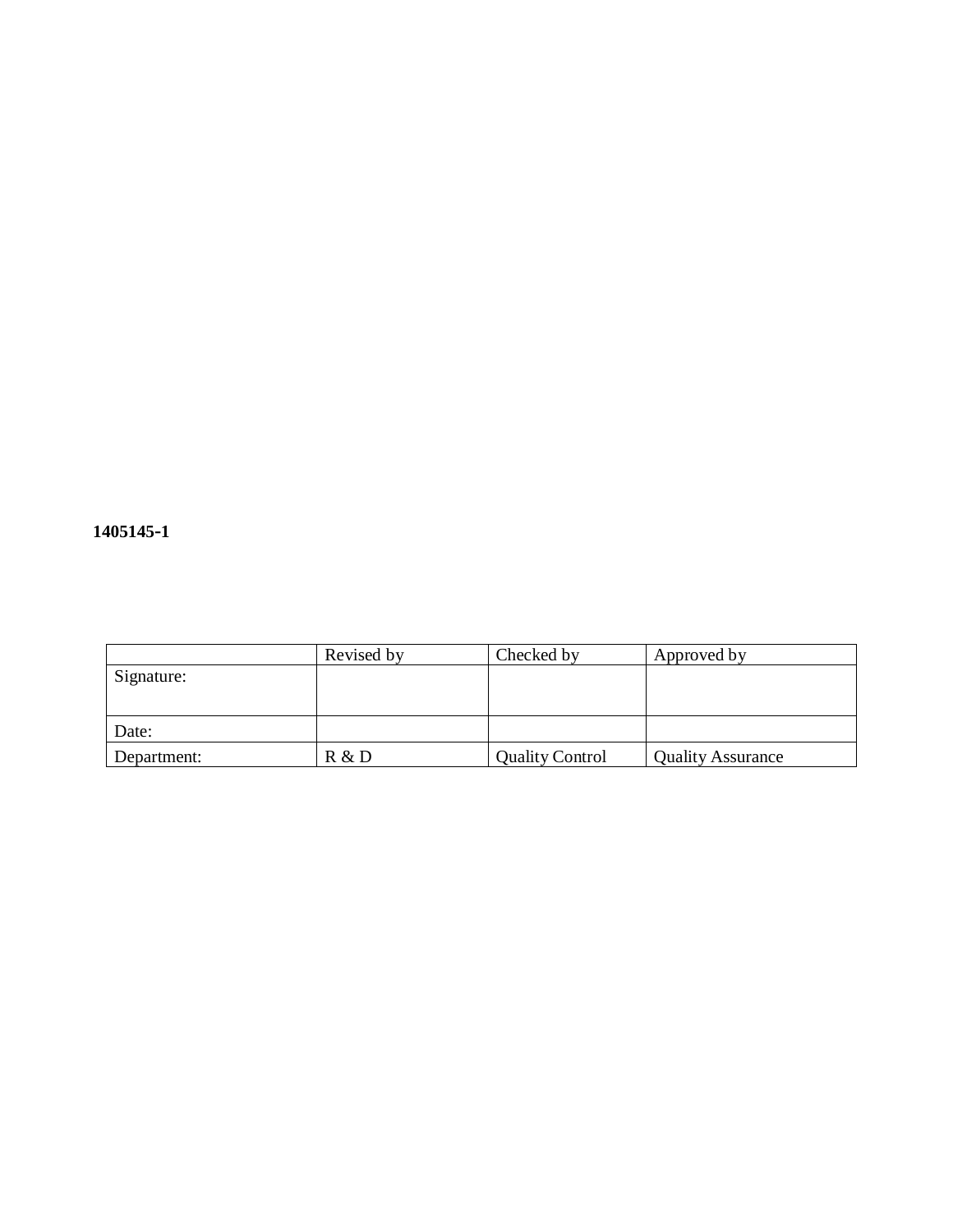**1405145-1**

| | Revised by | Checked by | Approved by |
|---|---|---|---|
| Signature: | | | |
| Date: | | | |
| Department: | R & D | Quality Control | Quality Assurance |